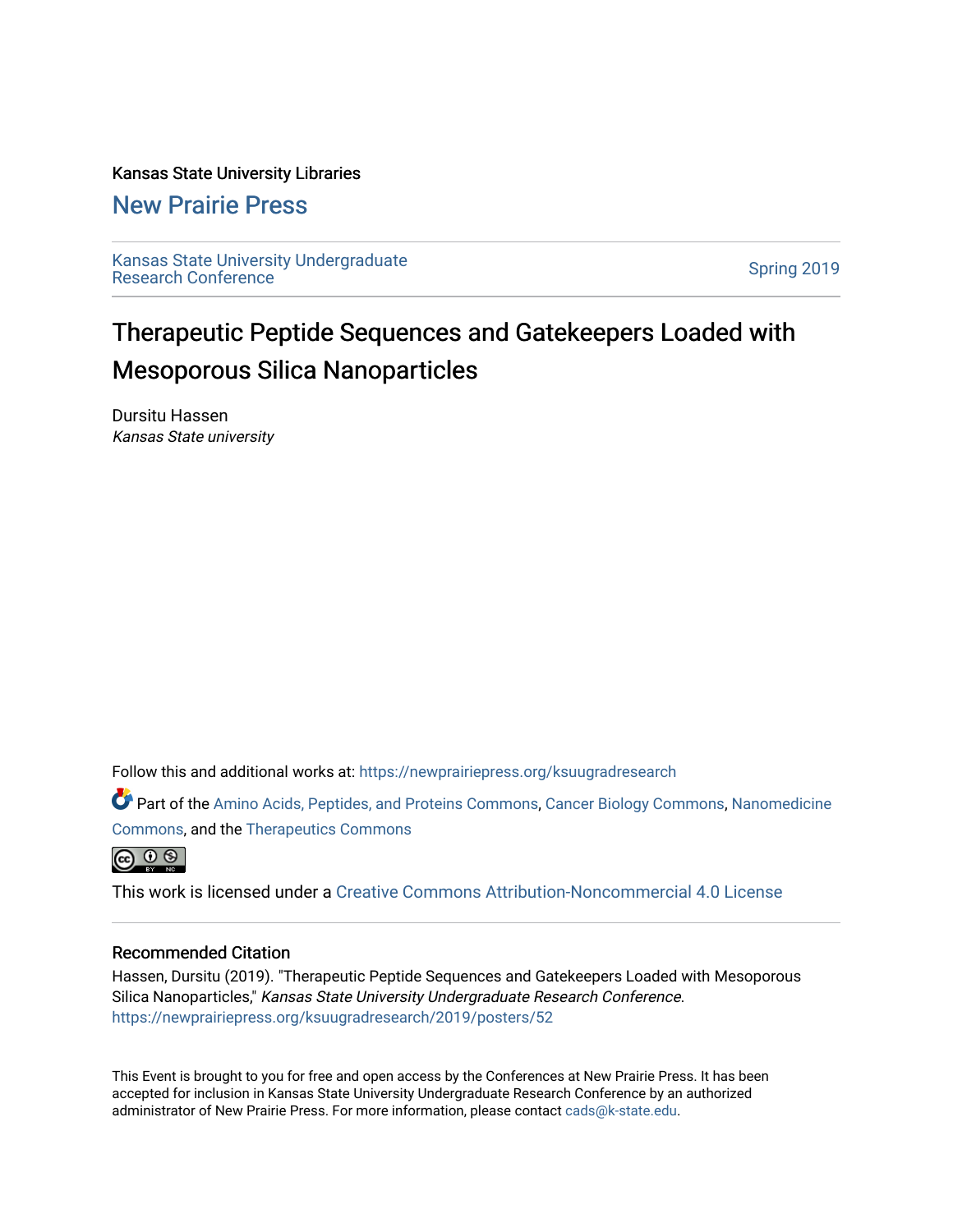Kansas State University Libraries

## New Prairie Press

Kansas State University Undergraduate Research Conference

Spring 2019

# Therapeutic Peptide Sequences and Gatekeepers Loaded with Mesoporous Silica Nanoparticles

Dursitu Hassen
*Kansas State university*

Follow this and additional works at: https://newprairiepress.org/ksuugradresearch

Part of the Amino Acids, Peptides, and Proteins Commons, Cancer Biology Commons, Nanomedicine Commons, and the Therapeutics Commons

This work is licensed under a Creative Commons Attribution-Noncommercial 4.0 License

### Recommended Citation

Hassen, Dursitu (2019). "Therapeutic Peptide Sequences and Gatekeepers Loaded with Mesoporous Silica Nanoparticles," *Kansas State University Undergraduate Research Conference*. https://newprairiepress.org/ksuugradresearch/2019/posters/52

This Event is brought to you for free and open access by the Conferences at New Prairie Press. It has been accepted for inclusion in Kansas State University Undergraduate Research Conference by an authorized administrator of New Prairie Press. For more information, please contact cads@k-state.edu.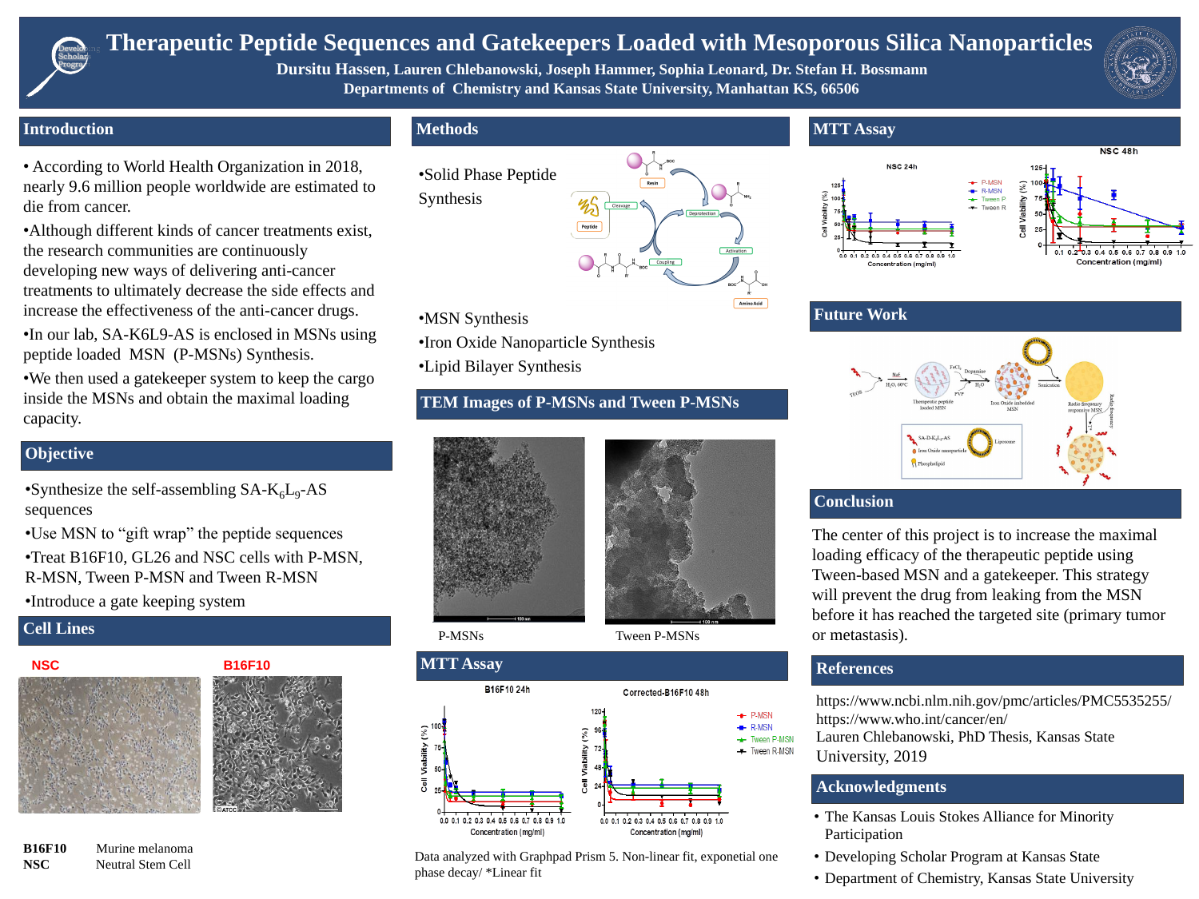# Therapeutic Peptide Sequences and Gatekeepers Loaded with Mesoporous Silica Nanoparticles

**Dursitu Hassen, Lauren Chlebanowski, Joseph Hammer, Sophia Leonard, Dr. Stefan H. Bossmann**

**Departments of Chemistry and Kansas State University, Manhattan KS, 66506**

## Introduction

- According to World Health Organization in 2018, nearly 9.6 million people worldwide are estimated to die from cancer.
- Although different kinds of cancer treatments exist, the research communities are continuously developing new ways of delivering anti-cancer treatments to ultimately decrease the side effects and increase the effectiveness of the anti-cancer drugs.
- In our lab, SA-K6L9-AS is enclosed in MSNs using peptide loaded MSN (P-MSNs) Synthesis.
- We then used a gatekeeper system to keep the cargo inside the MSNs and obtain the maximal loading capacity.

## Objective

- Synthesize the self-assembling SA-$K_6L_9$-AS sequences
- Use MSN to "gift wrap" the peptide sequences
- Treat B16F10, GL26 and NSC cells with P-MSN, R-MSN, Tween P-MSN and Tween R-MSN
- Introduce a gate keeping system

## Cell Lines

NSC

B16F10

| | |
|---|---|
| **B16F10** | Murine melanoma |
| **NSC** | Neutral Stem Cell |

## Methods

- Solid Phase Peptide Synthesis

Resin, Cleavage, Peptide, Deprotection, Activation, Coupling, Amino Acid

- MSN Synthesis
- Iron Oxide Nanoparticle Synthesis
- Lipid Bilayer Synthesis

## TEM Images of P-MSNs and Tween P-MSNs

P-MSNs

Tween P-MSNs

## MTT Assay

B16F10 24h

Corrected-B16F10 48h

Cell Viability (%)

Concentration (mg/ml)

P-MSN, R-MSN, Tween P-MSN, Tween R-MSN

Data analyzed with Graphpad Prism 5. Non-linear fit, exponetial one phase decay/ *Linear fit

## MTT Assay

NSC 24h

NSC 48h

Cell Viability (%)

Concentration (mg/ml)

P-MSN, R-MSN, Tween P, Tween R

## Future Work

## Conclusion

The center of this project is to increase the maximal loading efficacy of the therapeutic peptide using Tween-based MSN and a gatekeeper. This strategy will prevent the drug from leaking from the MSN before it has reached the targeted site (primary tumor or metastasis).

## References

https://www.ncbi.nlm.nih.gov/pmc/articles/PMC5535255/
https://www.who.int/cancer/en/
Lauren Chlebanowski, PhD Thesis, Kansas State University, 2019

## Acknowledgments

- The Kansas Louis Stokes Alliance for Minority Participation
- Developing Scholar Program at Kansas State
- Department of Chemistry, Kansas State University